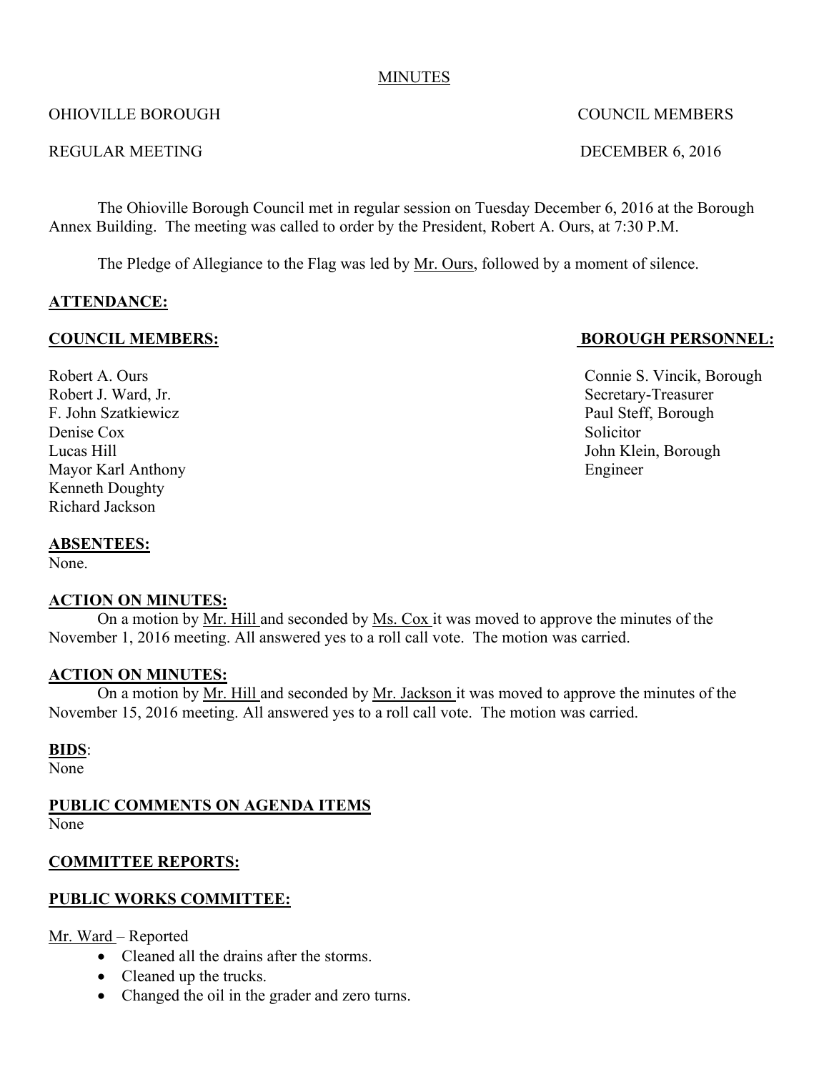MINUTES

OHIOVILLE BOROUGH COUNCIL MEMBERS

REGULAR MEETING DECEMBER 6, 2016

The Ohioville Borough Council met in regular session on Tuesday December 6, 2016 at the Borough Annex Building. The meeting was called to order by the President, Robert A. Ours, at 7:30 P.M.

The Pledge of Allegiance to the Flag was led by Mr. Ours, followed by a moment of silence.

**ATTENDANCE:**

**COUNCIL MEMBERS:**

Robert A. Ours
Robert J. Ward, Jr.
F. John Szatkiewicz
Denise Cox
Lucas Hill
Mayor Karl Anthony
Kenneth Doughty
Richard Jackson

**BOROUGH PERSONNEL:**

Connie S. Vincik, Borough Secretary-Treasurer
Paul Steff, Borough Solicitor
John Klein, Borough Engineer

**ABSENTEES:**
None.

**ACTION ON MINUTES:**
On a motion by Mr. Hill and seconded by Ms. Cox it was moved to approve the minutes of the November 1, 2016 meeting. All answered yes to a roll call vote. The motion was carried.

**ACTION ON MINUTES:**
On a motion by Mr. Hill and seconded by Mr. Jackson it was moved to approve the minutes of the November 15, 2016 meeting. All answered yes to a roll call vote. The motion was carried.

**BIDS**:
None

**PUBLIC COMMENTS ON AGENDA ITEMS**
None

**COMMITTEE REPORTS:**

**PUBLIC WORKS COMMITTEE:**

Mr. Ward – Reported

- Cleaned all the drains after the storms.
- Cleaned up the trucks.
- Changed the oil in the grader and zero turns.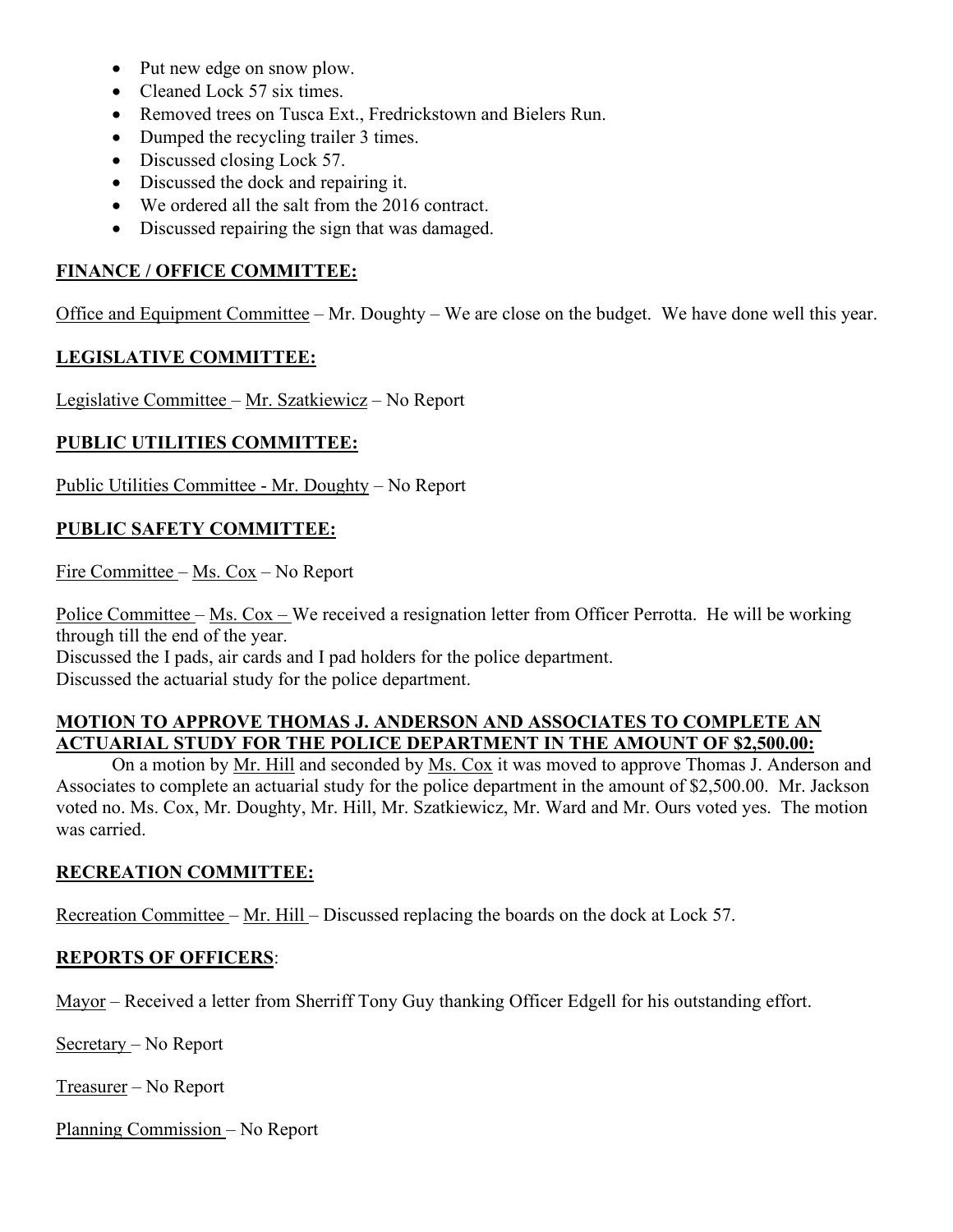- Put new edge on snow plow.
- Cleaned Lock 57 six times.
- Removed trees on Tusca Ext., Fredrickstown and Bielers Run.
- Dumped the recycling trailer 3 times.
- Discussed closing Lock 57.
- Discussed the dock and repairing it.
- We ordered all the salt from the 2016 contract.
- Discussed repairing the sign that was damaged.

**FINANCE / OFFICE COMMITTEE:**

Office and Equipment Committee – Mr. Doughty – We are close on the budget. We have done well this year.

**LEGISLATIVE COMMITTEE:**

Legislative Committee – Mr. Szatkiewicz – No Report

**PUBLIC UTILITIES COMMITTEE:**

Public Utilities Committee - Mr. Doughty – No Report

**PUBLIC SAFETY COMMITTEE:**

Fire Committee – Ms. Cox – No Report

Police Committee – Ms. Cox – We received a resignation letter from Officer Perrotta. He will be working through till the end of the year.
Discussed the I pads, air cards and I pad holders for the police department.
Discussed the actuarial study for the police department.

**MOTION TO APPROVE THOMAS J. ANDERSON AND ASSOCIATES TO COMPLETE AN ACTUARIAL STUDY FOR THE POLICE DEPARTMENT IN THE AMOUNT OF $2,500.00:**

On a motion by Mr. Hill and seconded by Ms. Cox it was moved to approve Thomas J. Anderson and Associates to complete an actuarial study for the police department in the amount of $2,500.00. Mr. Jackson voted no. Ms. Cox, Mr. Doughty, Mr. Hill, Mr. Szatkiewicz, Mr. Ward and Mr. Ours voted yes. The motion was carried.

**RECREATION COMMITTEE:**

Recreation Committee – Mr. Hill – Discussed replacing the boards on the dock at Lock 57.

**REPORTS OF OFFICERS**:

Mayor – Received a letter from Sherriff Tony Guy thanking Officer Edgell for his outstanding effort.

Secretary – No Report

Treasurer – No Report

Planning Commission – No Report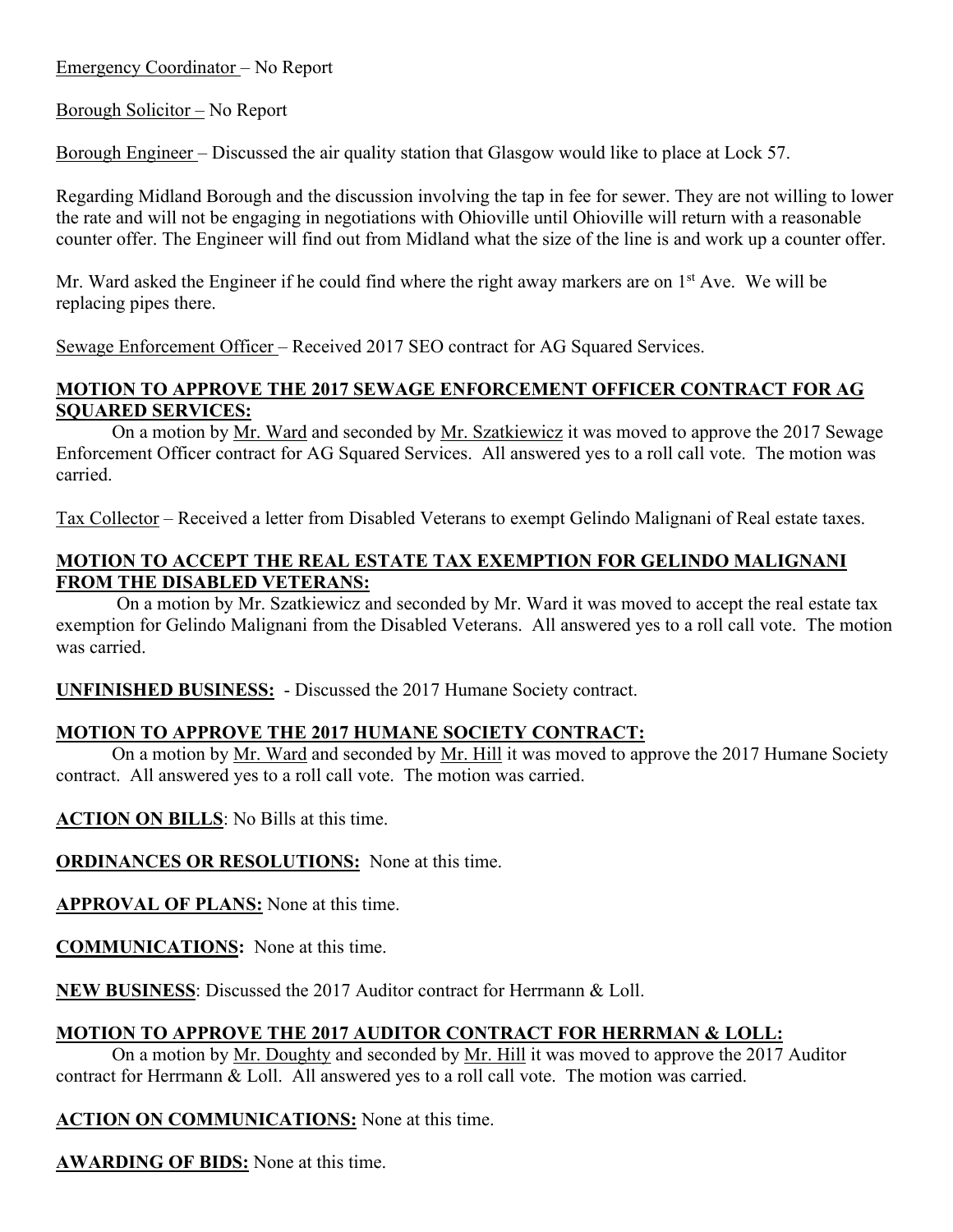Emergency Coordinator – No Report

Borough Solicitor – No Report

Borough Engineer – Discussed the air quality station that Glasgow would like to place at Lock 57.

Regarding Midland Borough and the discussion involving the tap in fee for sewer. They are not willing to lower the rate and will not be engaging in negotiations with Ohioville until Ohioville will return with a reasonable counter offer. The Engineer will find out from Midland what the size of the line is and work up a counter offer.

Mr. Ward asked the Engineer if he could find where the right away markers are on 1st Ave. We will be replacing pipes there.

Sewage Enforcement Officer – Received 2017 SEO contract for AG Squared Services.

**MOTION TO APPROVE THE 2017 SEWAGE ENFORCEMENT OFFICER CONTRACT FOR AG SQUARED SERVICES:**

On a motion by Mr. Ward and seconded by Mr. Szatkiewicz it was moved to approve the 2017 Sewage Enforcement Officer contract for AG Squared Services. All answered yes to a roll call vote. The motion was carried.

Tax Collector – Received a letter from Disabled Veterans to exempt Gelindo Malignani of Real estate taxes.

**MOTION TO ACCEPT THE REAL ESTATE TAX EXEMPTION FOR GELINDO MALIGNANI FROM THE DISABLED VETERANS:**

On a motion by Mr. Szatkiewicz and seconded by Mr. Ward it was moved to accept the real estate tax exemption for Gelindo Malignani from the Disabled Veterans. All answered yes to a roll call vote. The motion was carried.

**UNFINISHED BUSINESS:** - Discussed the 2017 Humane Society contract.

**MOTION TO APPROVE THE 2017 HUMANE SOCIETY CONTRACT:**

On a motion by Mr. Ward and seconded by Mr. Hill it was moved to approve the 2017 Humane Society contract. All answered yes to a roll call vote. The motion was carried.

**ACTION ON BILLS**: No Bills at this time.

**ORDINANCES OR RESOLUTIONS:** None at this time.

**APPROVAL OF PLANS:** None at this time.

**COMMUNICATIONS:** None at this time.

**NEW BUSINESS**: Discussed the 2017 Auditor contract for Herrmann & Loll.

**MOTION TO APPROVE THE 2017 AUDITOR CONTRACT FOR HERRMAN & LOLL:**

On a motion by Mr. Doughty and seconded by Mr. Hill it was moved to approve the 2017 Auditor contract for Herrmann & Loll. All answered yes to a roll call vote. The motion was carried.

**ACTION ON COMMUNICATIONS:** None at this time.

**AWARDING OF BIDS:** None at this time.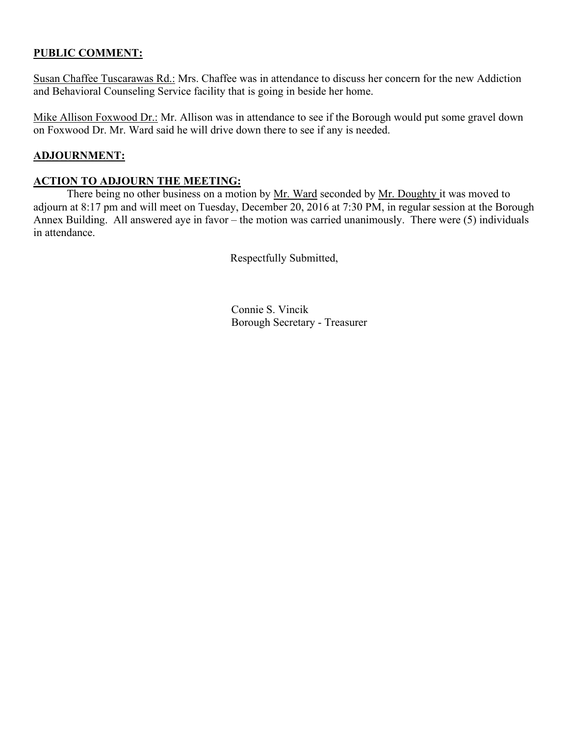**PUBLIC COMMENT:**

Susan Chaffee Tuscarawas Rd.: Mrs. Chaffee was in attendance to discuss her concern for the new Addiction and Behavioral Counseling Service facility that is going in beside her home.

Mike Allison Foxwood Dr.: Mr. Allison was in attendance to see if the Borough would put some gravel down on Foxwood Dr. Mr. Ward said he will drive down there to see if any is needed.

**ADJOURNMENT:**

**ACTION TO ADJOURN THE MEETING:**

There being no other business on a motion by Mr. Ward seconded by Mr. Doughty it was moved to adjourn at 8:17 pm and will meet on Tuesday, December 20, 2016 at 7:30 PM, in regular session at the Borough Annex Building. All answered aye in favor – the motion was carried unanimously. There were (5) individuals in attendance.

Respectfully Submitted,

Connie S. Vincik
Borough Secretary - Treasurer